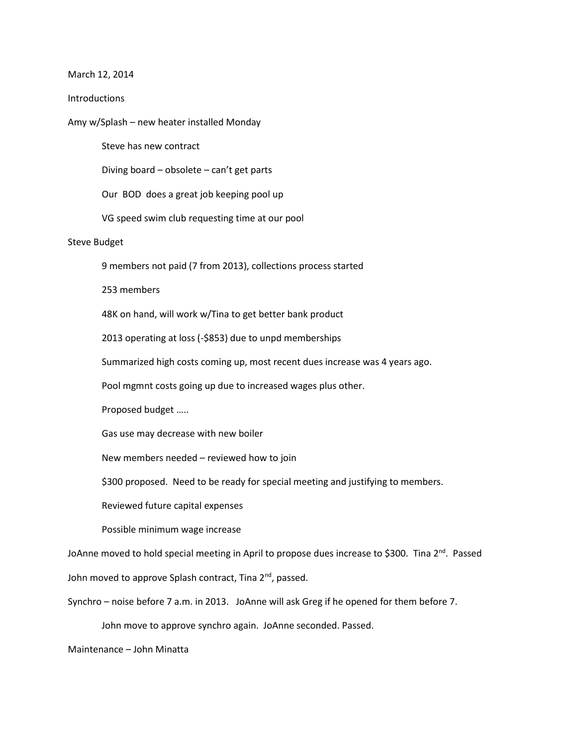March 12, 2014

Introductions

Amy w/Splash – new heater installed Monday

- Steve has new contract
- Diving board – obsolete – can't get parts
- Our BOD does a great job keeping pool up
- VG speed swim club requesting time at our pool

Steve Budget

- 9 members not paid (7 from 2013), collections process started
- 253 members
- 48K on hand, will work w/Tina to get better bank product
- 2013 operating at loss (-$853) due to unpd memberships
- Summarized high costs coming up, most recent dues increase was 4 years ago.
- Pool mgmnt costs going up due to increased wages plus other.
- Proposed budget …..
- Gas use may decrease with new boiler
- New members needed – reviewed how to join
- $300 proposed. Need to be ready for special meeting and justifying to members.
- Reviewed future capital expenses
- Possible minimum wage increase

JoAnne moved to hold special meeting in April to propose dues increase to $300. Tina 2nd. Passed

John moved to approve Splash contract, Tina 2nd, passed.

Synchro – noise before 7 a.m. in 2013. JoAnne will ask Greg if he opened for them before 7.

- John move to approve synchro again. JoAnne seconded. Passed.

Maintenance – John Minatta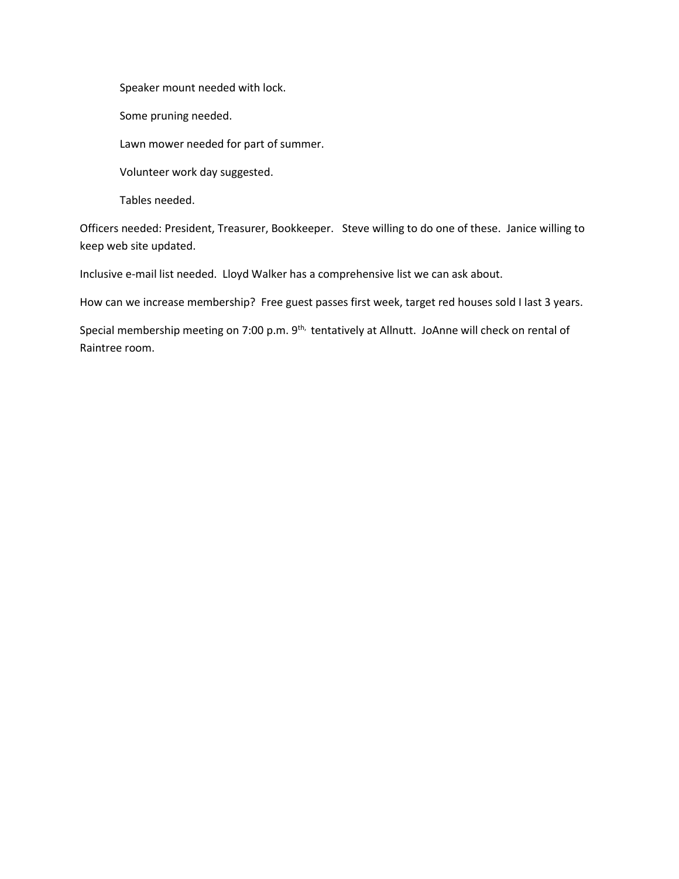Speaker mount needed with lock.

Some pruning needed.

Lawn mower needed for part of summer.

Volunteer work day suggested.

Tables needed.

Officers needed: President, Treasurer, Bookkeeper. Steve willing to do one of these. Janice willing to keep web site updated.

Inclusive e-mail list needed. Lloyd Walker has a comprehensive list we can ask about.

How can we increase membership? Free guest passes first week, target red houses sold I last 3 years.

Special membership meeting on 7:00 p.m. 9th, tentatively at Allnutt. JoAnne will check on rental of Raintree room.